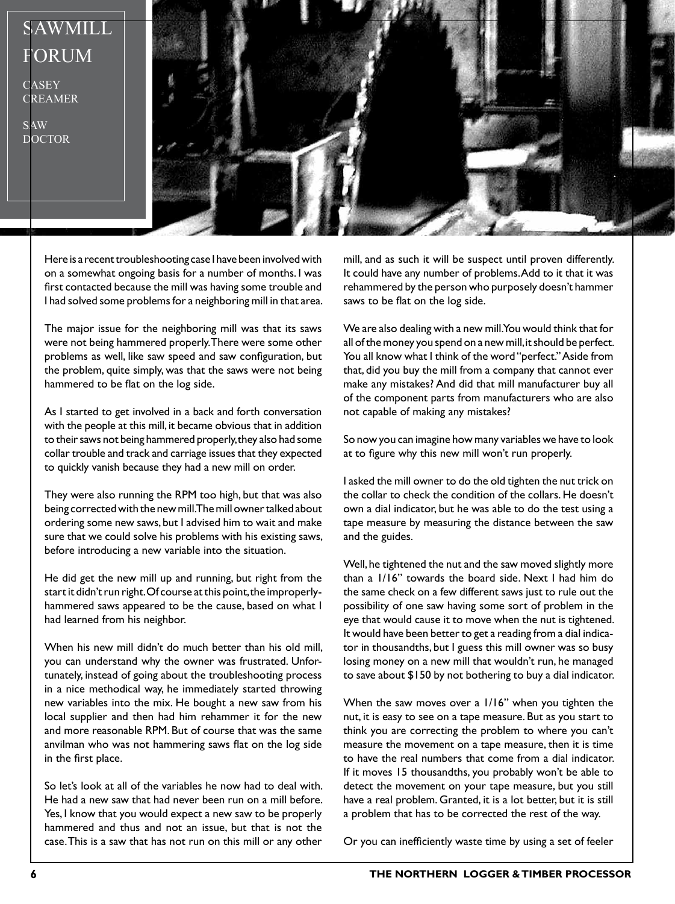# SAWMILL FORUM

CASEY CREAMER

SAW DOCTOR

Here is a recent troubleshooting case I have been involved with on a somewhat ongoing basis for a number of months. I was first contacted because the mill was having some trouble and I had solved some problems for a neighboring mill in that area.

The major issue for the neighboring mill was that its saws were not being hammered properly. There were some other problems as well, like saw speed and saw configuration, but the problem, quite simply, was that the saws were not being hammered to be flat on the log side.

As I started to get involved in a back and forth conversation with the people at this mill, it became obvious that in addition to their saws not being hammered properly, they also had some collar trouble and track and carriage issues that they expected to quickly vanish because they had a new mill on order.

They were also running the RPM too high, but that was also being corrected with the new mill. The mill owner talked about ordering some new saws, but I advised him to wait and make sure that we could solve his problems with his existing saws, before introducing a new variable into the situation.

He did get the new mill up and running, but right from the start it didn't run right. Of course at this point, the improperly-hammered saws appeared to be the cause, based on what I had learned from his neighbor.

When his new mill didn't do much better than his old mill, you can understand why the owner was frustrated. Unfortunately, instead of going about the troubleshooting process in a nice methodical way, he immediately started throwing new variables into the mix. He bought a new saw from his local supplier and then had him rehammer it for the new and more reasonable RPM. But of course that was the same anvilman who was not hammering saws flat on the log side in the first place.

So let's look at all of the variables he now had to deal with. He had a new saw that had never been run on a mill before. Yes, I know that you would expect a new saw to be properly hammered and thus and not an issue, but that is not the case. This is a saw that has not run on this mill or any other mill, and as such it will be suspect until proven differently. It could have any number of problems. Add to it that it was rehammered by the person who purposely doesn't hammer saws to be flat on the log side.

We are also dealing with a new mill. You would think that for all of the money you spend on a new mill, it should be perfect. You all know what I think of the word "perfect." Aside from that, did you buy the mill from a company that cannot ever make any mistakes? And did that mill manufacturer buy all of the component parts from manufacturers who are also not capable of making any mistakes?

So now you can imagine how many variables we have to look at to figure why this new mill won't run properly.

I asked the mill owner to do the old tighten the nut trick on the collar to check the condition of the collars. He doesn't own a dial indicator, but he was able to do the test using a tape measure by measuring the distance between the saw and the guides.

Well, he tightened the nut and the saw moved slightly more than a 1/16" towards the board side. Next I had him do the same check on a few different saws just to rule out the possibility of one saw having some sort of problem in the eye that would cause it to move when the nut is tightened. It would have been better to get a reading from a dial indicator in thousandths, but I guess this mill owner was so busy losing money on a new mill that wouldn't run, he managed to save about $150 by not bothering to buy a dial indicator.

When the saw moves over a 1/16" when you tighten the nut, it is easy to see on a tape measure. But as you start to think you are correcting the problem to where you can't measure the movement on a tape measure, then it is time to have the real numbers that come from a dial indicator. If it moves 15 thousandths, you probably won't be able to detect the movement on your tape measure, but you still have a real problem. Granted, it is a lot better, but it is still a problem that has to be corrected the rest of the way.

Or you can inefficiently waste time by using a set of feeler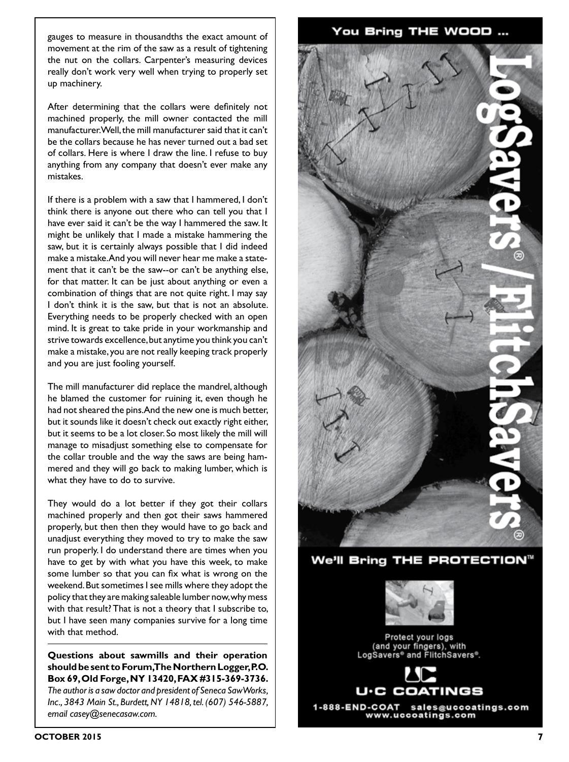gauges to measure in thousandths the exact amount of movement at the rim of the saw as a result of tightening the nut on the collars. Carpenter's measuring devices really don't work very well when trying to properly set up machinery.

After determining that the collars were definitely not machined properly, the mill owner contacted the mill manufacturer. Well, the mill manufacturer said that it can't be the collars because he has never turned out a bad set of collars. Here is where I draw the line. I refuse to buy anything from any company that doesn't ever make any mistakes.

If there is a problem with a saw that I hammered, I don't think there is anyone out there who can tell you that I have ever said it can't be the way I hammered the saw. It might be unlikely that I made a mistake hammering the saw, but it is certainly always possible that I did indeed make a mistake. And you will never hear me make a statement that it can't be the saw--or can't be anything else, for that matter. It can be just about anything or even a combination of things that are not quite right. I may say I don't think it is the saw, but that is not an absolute. Everything needs to be properly checked with an open mind. It is great to take pride in your workmanship and strive towards excellence, but anytime you think you can't make a mistake, you are not really keeping track properly and you are just fooling yourself.

The mill manufacturer did replace the mandrel, although he blamed the customer for ruining it, even though he had not sheared the pins. And the new one is much better, but it sounds like it doesn't check out exactly right either, but it seems to be a lot closer. So most likely the mill will manage to misadjust something else to compensate for the collar trouble and the way the saws are being hammered and they will go back to making lumber, which is what they have to do to survive.

They would do a lot better if they got their collars machined properly and then got their saws hammered properly, but then then they would have to go back and unadjust everything they moved to try to make the saw run properly. I do understand there are times when you have to get by with what you have this week, to make some lumber so that you can fix what is wrong on the weekend. But sometimes I see mills where they adopt the policy that they are making saleable lumber now, why mess with that result? That is not a theory that I subscribe to, but I have seen many companies survive for a long time with that method.

**Questions about sawmills and their operation should be sent to Forum, The Northern Logger, P.O. Box 69, Old Forge, NY 13420, FAX #315-369-3736.**

*The author is a saw doctor and president of Seneca SawWorks, Inc., 3843 Main St., Burdett, NY 14818, tel. (607) 546-5887, email casey@senecasaw.com.*

You Bring THE WOOD ...

LogSavers® / FlitchSavers®

We'll Bring THE PROTECTION™

Protect your logs (and your fingers), with LogSavers® and FlitchSavers®.

U·C COATINGS

1-888-END-COAT sales@uccoatings.com www.uccoatings.com